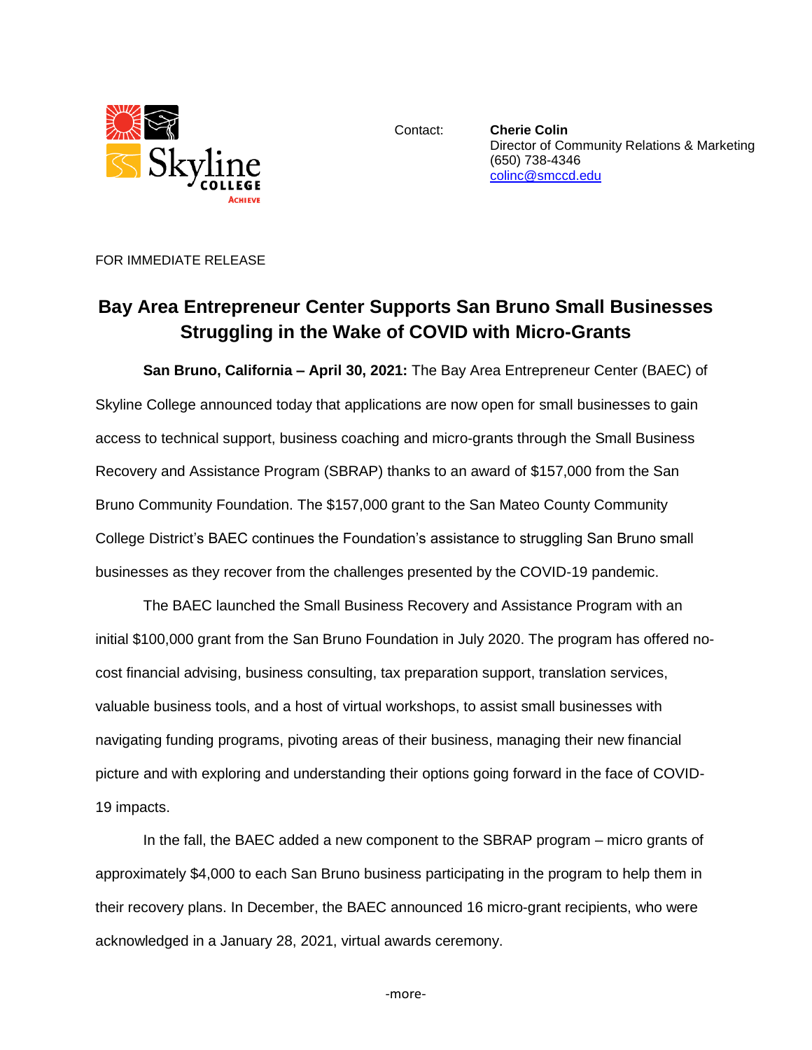Contact: **Cherie Colin**
Director of Community Relations & Marketing
(650) 738-4346
colinc@smccd.edu

FOR IMMEDIATE RELEASE

# Bay Area Entrepreneur Center Supports San Bruno Small Businesses Struggling in the Wake of COVID with Micro-Grants

**San Bruno, California – April 30, 2021:** The Bay Area Entrepreneur Center (BAEC) of Skyline College announced today that applications are now open for small businesses to gain access to technical support, business coaching and micro-grants through the Small Business Recovery and Assistance Program (SBRAP) thanks to an award of $157,000 from the San Bruno Community Foundation. The $157,000 grant to the San Mateo County Community College District's BAEC continues the Foundation's assistance to struggling San Bruno small businesses as they recover from the challenges presented by the COVID-19 pandemic.

The BAEC launched the Small Business Recovery and Assistance Program with an initial $100,000 grant from the San Bruno Foundation in July 2020. The program has offered no-cost financial advising, business consulting, tax preparation support, translation services, valuable business tools, and a host of virtual workshops, to assist small businesses with navigating funding programs, pivoting areas of their business, managing their new financial picture and with exploring and understanding their options going forward in the face of COVID-19 impacts.

In the fall, the BAEC added a new component to the SBRAP program – micro grants of approximately $4,000 to each San Bruno business participating in the program to help them in their recovery plans. In December, the BAEC announced 16 micro-grant recipients, who were acknowledged in a January 28, 2021, virtual awards ceremony.

-more-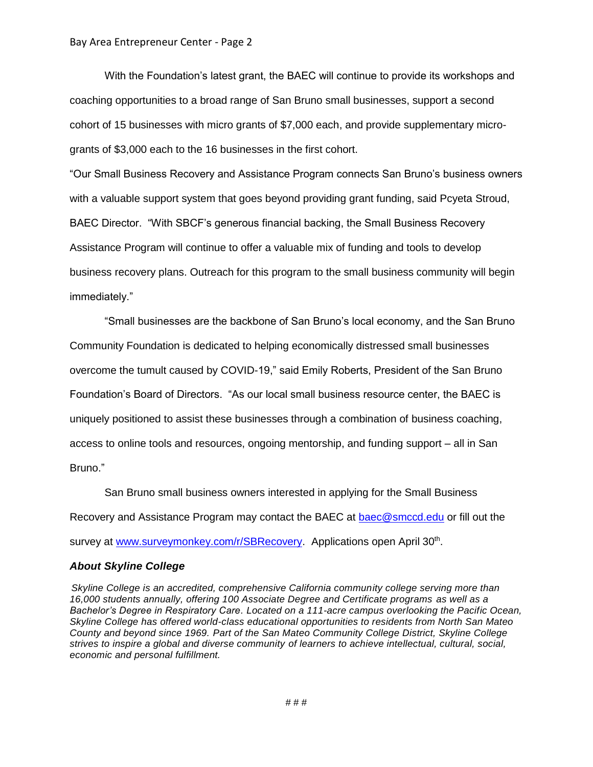With the Foundation's latest grant, the BAEC will continue to provide its workshops and coaching opportunities to a broad range of San Bruno small businesses, support a second cohort of 15 businesses with micro grants of $7,000 each, and provide supplementary micro-grants of $3,000 each to the 16 businesses in the first cohort.

"Our Small Business Recovery and Assistance Program connects San Bruno's business owners with a valuable support system that goes beyond providing grant funding, said Pcyeta Stroud, BAEC Director. "With SBCF's generous financial backing, the Small Business Recovery Assistance Program will continue to offer a valuable mix of funding and tools to develop business recovery plans. Outreach for this program to the small business community will begin immediately."

"Small businesses are the backbone of San Bruno's local economy, and the San Bruno Community Foundation is dedicated to helping economically distressed small businesses overcome the tumult caused by COVID-19," said Emily Roberts, President of the San Bruno Foundation's Board of Directors. "As our local small business resource center, the BAEC is uniquely positioned to assist these businesses through a combination of business coaching, access to online tools and resources, ongoing mentorship, and funding support – all in San Bruno."

San Bruno small business owners interested in applying for the Small Business Recovery and Assistance Program may contact the BAEC at baec@smccd.edu or fill out the survey at www.surveymonkey.com/r/SBRecovery. Applications open April 30th.

### *About Skyline College*

*Skyline College is an accredited, comprehensive California community college serving more than 16,000 students annually, offering 100 Associate Degree and Certificate programs as well as a Bachelor's Degree in Respiratory Care. Located on a 111-acre campus overlooking the Pacific Ocean, Skyline College has offered world-class educational opportunities to residents from North San Mateo County and beyond since 1969. Part of the San Mateo Community College District, Skyline College strives to inspire a global and diverse community of learners to achieve intellectual, cultural, social, economic and personal fulfillment.*

# # #